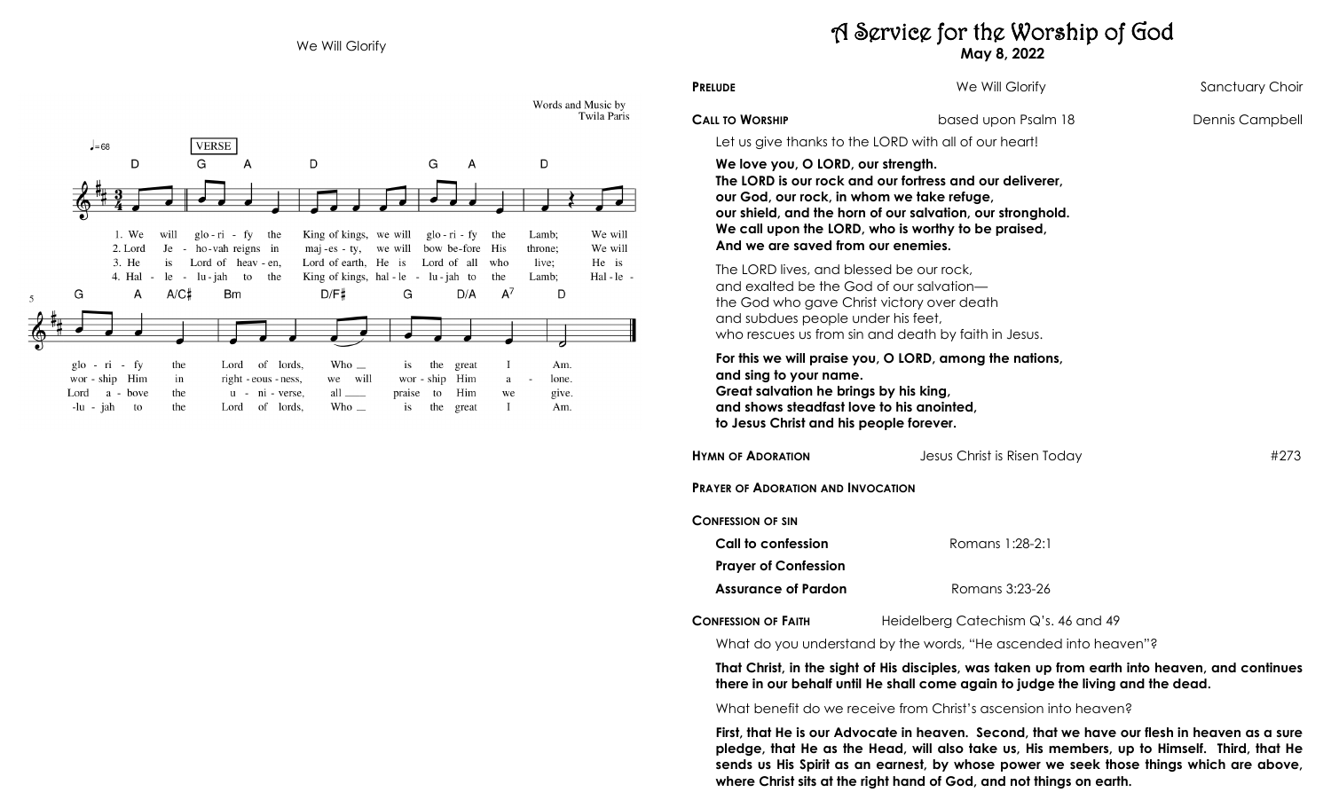## We Will Glorify

Words and Music by Twila Paris

1. We will glorify the King of kings, we will glorify the Lamb; We will glorify the Lord of lords, Who is the great I Am.
2. Lord Jehovah reigns in majesty, we will bow before His throne; We will worship Him in righteousness, we will worship Him alone.
3. He is Lord of heaven, Lord of earth, He is Lord of all who live; He is Lord above the universe, all praise to Him we give.
4. Hallelujah to the King of kings, hallelujah to the Lamb; Hallelujah to the Lord of lords, Who is the great I Am.

# A Service for the Worship of God

**May 8, 2022**

**PRELUDE** — We Will Glorify — Sanctuary Choir

**CALL TO WORSHIP** — based upon Psalm 18 — Dennis Campbell

Let us give thanks to the LORD with all of our heart!

**We love you, O LORD, our strength.**
**The LORD is our rock and our fortress and our deliverer,**
**our God, our rock, in whom we take refuge,**
**our shield, and the horn of our salvation, our stronghold.**
**We call upon the LORD, who is worthy to be praised,**
**And we are saved from our enemies.**

The LORD lives, and blessed be our rock,
and exalted be the God of our salvation—
the God who gave Christ victory over death
and subdues people under his feet,
who rescues us from sin and death by faith in Jesus.

**For this we will praise you, O LORD, among the nations,**
**and sing to your name.**
**Great salvation he brings by his king,**
**and shows steadfast love to his anointed,**
**to Jesus Christ and his people forever.**

**HYMN OF ADORATION** — Jesus Christ is Risen Today — #273

**PRAYER OF ADORATION AND INVOCATION**

**CONFESSION OF SIN**

**Call to confession** — Romans 1:28-2:1

**Prayer of Confession**

**Assurance of Pardon** — Romans 3:23-26

**CONFESSION OF FAITH** — Heidelberg Catechism Q's. 46 and 49

What do you understand by the words, "He ascended into heaven"?

**That Christ, in the sight of His disciples, was taken up from earth into heaven, and continues there in our behalf until He shall come again to judge the living and the dead.**

What benefit do we receive from Christ's ascension into heaven?

**First, that He is our Advocate in heaven. Second, that we have our flesh in heaven as a sure pledge, that He as the Head, will also take us, His members, up to Himself. Third, that He sends us His Spirit as an earnest, by whose power we seek those things which are above, where Christ sits at the right hand of God, and not things on earth.**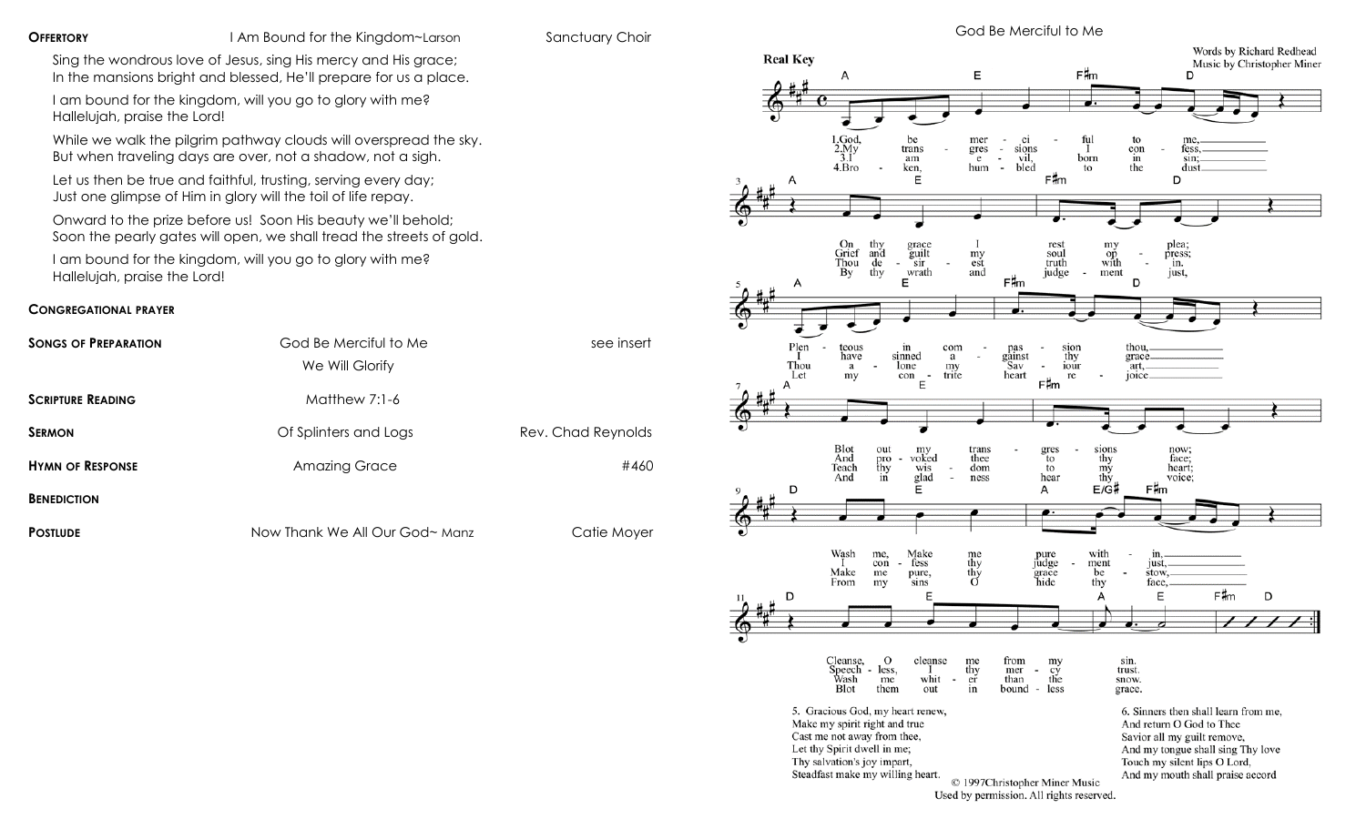**OFFERTORY** — I Am Bound for the Kingdom~Larson — Sanctuary Choir

Sing the wondrous love of Jesus, sing His mercy and His grace;
In the mansions bright and blessed, He'll prepare for us a place.

I am bound for the kingdom, will you go to glory with me?
Hallelujah, praise the Lord!

While we walk the pilgrim pathway clouds will overspread the sky.
But when traveling days are over, not a shadow, not a sigh.

Let us then be true and faithful, trusting, serving every day;
Just one glimpse of Him in glory will the toil of life repay.

Onward to the prize before us! Soon His beauty we'll behold;
Soon the pearly gates will open, we shall tread the streets of gold.

I am bound for the kingdom, will you go to glory with me?
Hallelujah, praise the Lord!

**CONGREGATIONAL PRAYER**

**SONGS OF PREPARATION** — God Be Merciful to Me / We Will Glorify — see insert

**SCRIPTURE READING** — Matthew 7:1-6

**SERMON** — Of Splinters and Logs — Rev. Chad Reynolds

**HYMN OF RESPONSE** — Amazing Grace — #460

**BENEDICTION**

**POSTLUDE** — Now Thank We All Our God~ Manz — Catie Moyer

## God Be Merciful to Me

Real Key

Words by Richard Redhead
Music by Christopher Miner

1. God, be merciful to me, On thy grace I rest my plea; Plenteous in compassion thou, Blot out my transgressions now; Wash me, Make me pure within, Cleanse, O cleanse me from my sin.

2. My transgressions I confess, Grief and guilt my soul oppress; I have sinned against thy grace, And provoked thee to thy face; I confess thy judgement just, Speechless, I thy mercy trust.

3. I am evil, born in sin; Thou desirest truth within. Thou alone my Saviour art, Teach thy wisdom to my heart; Make me pure, thy grace bestow, Wash me whiter than the snow.

4. Broken, humbled to the dust By thy wrath and judgement just, Let my contrite heart rejoice And in gladness hear thy voice; From my sins O hide thy face, Blot them out in boundless grace.

5. Gracious God, my heart renew,
Make my spirit right and true
Cast me not away from thee,
Let thy Spirit dwell in me;
Thy salvation's joy impart,
Steadfast make my willing heart.

6. Sinners then shall learn from me,
And return O God to Thee
Savior all my guilt remove,
And my tongue shall sing Thy love
Touch my silent lips O Lord,
And my mouth shall praise accord

© 1997Christopher Miner Music
Used by permission. All rights reserved.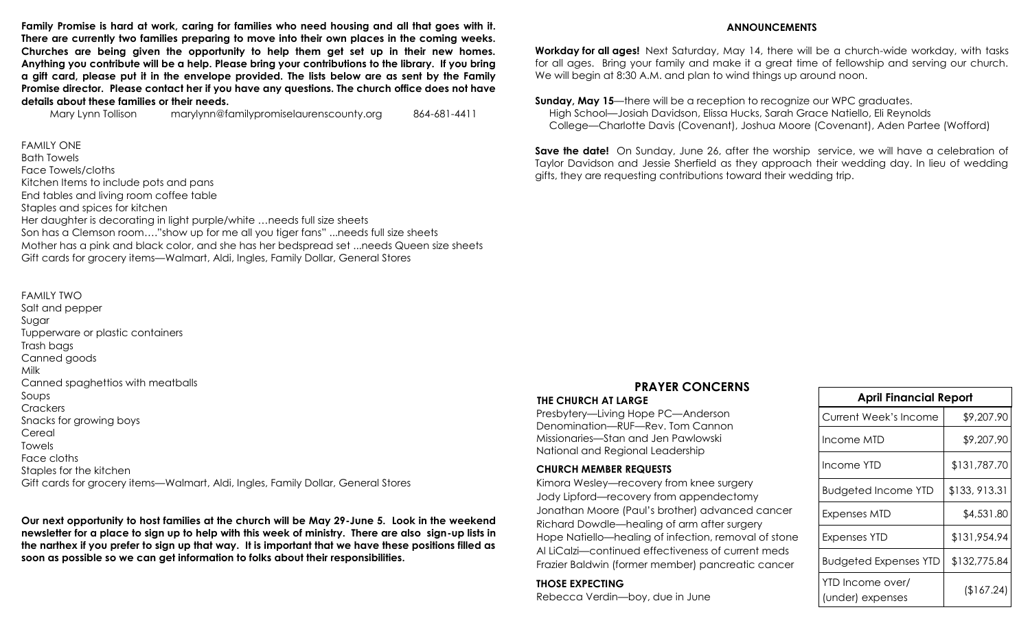**Family Promise is hard at work, caring for families who need housing and all that goes with it. There are currently two families preparing to move into their own places in the coming weeks. Churches are being given the opportunity to help them get set up in their new homes. Anything you contribute will be a help. Please bring your contributions to the library. If you bring a gift card, please put it in the envelope provided. The lists below are as sent by the Family Promise director. Please contact her if you have any questions. The church office does not have details about these families or their needs.**

Mary Lynn Tollison marylynn@familypromiselaurenscounty.org 864-681-4411

FAMILY ONE
Bath Towels
Face Towels/cloths
Kitchen Items to include pots and pans
End tables and living room coffee table
Staples and spices for kitchen
Her daughter is decorating in light purple/white …needs full size sheets
Son has a Clemson room…."show up for me all you tiger fans" ...needs full size sheets
Mother has a pink and black color, and she has her bedspread set ...needs Queen size sheets
Gift cards for grocery items—Walmart, Aldi, Ingles, Family Dollar, General Stores

FAMILY TWO
Salt and pepper
Sugar
Tupperware or plastic containers
Trash bags
Canned goods
Milk
Canned spaghettios with meatballs
Soups
Crackers
Snacks for growing boys
Cereal
Towels
Face cloths
Staples for the kitchen
Gift cards for grocery items—Walmart, Aldi, Ingles, Family Dollar, General Stores

**Our next opportunity to host families at the church will be May 29-June 5. Look in the weekend newsletter for a place to sign up to help with this week of ministry. There are also sign-up lists in the narthex if you prefer to sign up that way. It is important that we have these positions filled as soon as possible so we can get information to folks about their responsibilities.**

## ANNOUNCEMENTS

**Workday for all ages!** Next Saturday, May 14, there will be a church-wide workday, with tasks for all ages. Bring your family and make it a great time of fellowship and serving our church. We will begin at 8:30 A.M. and plan to wind things up around noon.

**Sunday, May 15**—there will be a reception to recognize our WPC graduates.
High School—Josiah Davidson, Elissa Hucks, Sarah Grace Natiello, Eli Reynolds
College—Charlotte Davis (Covenant), Joshua Moore (Covenant), Aden Partee (Wofford)

**Save the date!** On Sunday, June 26, after the worship service, we will have a celebration of Taylor Davidson and Jessie Sherfield as they approach their wedding day. In lieu of wedding gifts, they are requesting contributions toward their wedding trip.

## PRAYER CONCERNS

**THE CHURCH AT LARGE**
Presbytery—Living Hope PC—Anderson
Denomination—RUF—Rev. Tom Cannon
Missionaries—Stan and Jen Pawlowski
National and Regional Leadership

**CHURCH MEMBER REQUESTS**
Kimora Wesley—recovery from knee surgery
Jody Lipford—recovery from appendectomy
Jonathan Moore (Paul's brother) advanced cancer
Richard Dowdle—healing of arm after surgery
Hope Natiello—healing of infection, removal of stone
Al LiCalzi—continued effectiveness of current meds
Frazier Baldwin (former member) pancreatic cancer

**THOSE EXPECTING**
Rebecca Verdin—boy, due in June

| April Financial Report | |
|---|---|
| Current Week's Income | $9,207.90 |
| Income MTD | $9,207,90 |
| Income YTD | $131,787.70 |
| Budgeted Income YTD | $133, 913.31 |
| Expenses MTD | $4,531.80 |
| Expenses YTD | $131,954.94 |
| Budgeted Expenses YTD | $132,775.84 |
| YTD Income over/ (under) expenses | ($167.24) |